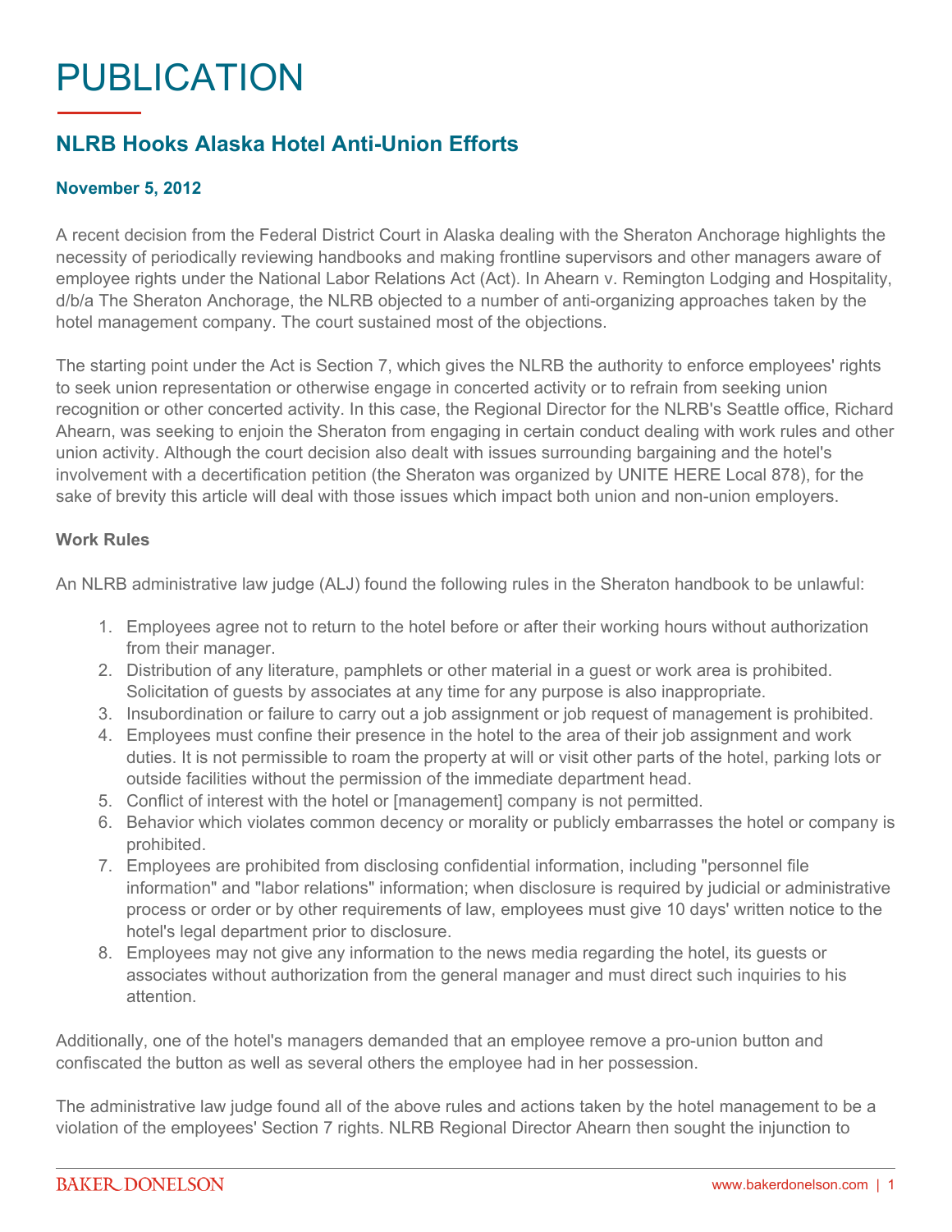# PUBLICATION

## NLRB Hooks Alaska Hotel Anti-Union Efforts

**November 5, 2012**

A recent decision from the Federal District Court in Alaska dealing with the Sheraton Anchorage highlights the necessity of periodically reviewing handbooks and making frontline supervisors and other managers aware of employee rights under the National Labor Relations Act (Act). In Ahearn v. Remington Lodging and Hospitality, d/b/a The Sheraton Anchorage, the NLRB objected to a number of anti-organizing approaches taken by the hotel management company. The court sustained most of the objections.

The starting point under the Act is Section 7, which gives the NLRB the authority to enforce employees' rights to seek union representation or otherwise engage in concerted activity or to refrain from seeking union recognition or other concerted activity. In this case, the Regional Director for the NLRB's Seattle office, Richard Ahearn, was seeking to enjoin the Sheraton from engaging in certain conduct dealing with work rules and other union activity. Although the court decision also dealt with issues surrounding bargaining and the hotel's involvement with a decertification petition (the Sheraton was organized by UNITE HERE Local 878), for the sake of brevity this article will deal with those issues which impact both union and non-union employers.

### Work Rules

An NLRB administrative law judge (ALJ) found the following rules in the Sheraton handbook to be unlawful:

1. Employees agree not to return to the hotel before or after their working hours without authorization from their manager.
2. Distribution of any literature, pamphlets or other material in a guest or work area is prohibited. Solicitation of guests by associates at any time for any purpose is also inappropriate.
3. Insubordination or failure to carry out a job assignment or job request of management is prohibited.
4. Employees must confine their presence in the hotel to the area of their job assignment and work duties. It is not permissible to roam the property at will or visit other parts of the hotel, parking lots or outside facilities without the permission of the immediate department head.
5. Conflict of interest with the hotel or [management] company is not permitted.
6. Behavior which violates common decency or morality or publicly embarrasses the hotel or company is prohibited.
7. Employees are prohibited from disclosing confidential information, including "personnel file information" and "labor relations" information; when disclosure is required by judicial or administrative process or order or by other requirements of law, employees must give 10 days' written notice to the hotel's legal department prior to disclosure.
8. Employees may not give any information to the news media regarding the hotel, its guests or associates without authorization from the general manager and must direct such inquiries to his attention.

Additionally, one of the hotel's managers demanded that an employee remove a pro-union button and confiscated the button as well as several others the employee had in her possession.

The administrative law judge found all of the above rules and actions taken by the hotel management to be a violation of the employees' Section 7 rights. NLRB Regional Director Ahearn then sought the injunction to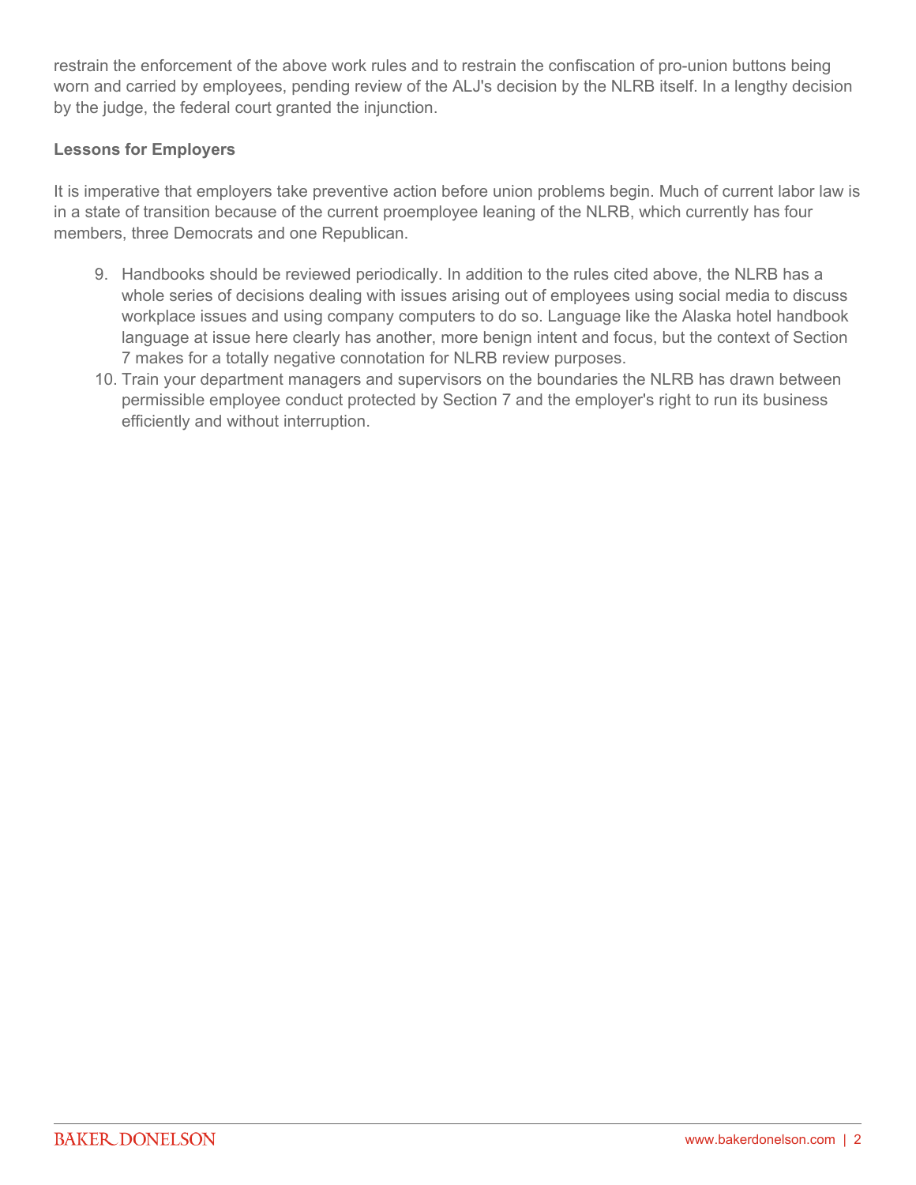restrain the enforcement of the above work rules and to restrain the confiscation of pro-union buttons being worn and carried by employees, pending review of the ALJ's decision by the NLRB itself. In a lengthy decision by the judge, the federal court granted the injunction.

**Lessons for Employers**

It is imperative that employers take preventive action before union problems begin. Much of current labor law is in a state of transition because of the current proemployee leaning of the NLRB, which currently has four members, three Democrats and one Republican.

9. Handbooks should be reviewed periodically. In addition to the rules cited above, the NLRB has a whole series of decisions dealing with issues arising out of employees using social media to discuss workplace issues and using company computers to do so. Language like the Alaska hotel handbook language at issue here clearly has another, more benign intent and focus, but the context of Section 7 makes for a totally negative connotation for NLRB review purposes.
10. Train your department managers and supervisors on the boundaries the NLRB has drawn between permissible employee conduct protected by Section 7 and the employer's right to run its business efficiently and without interruption.